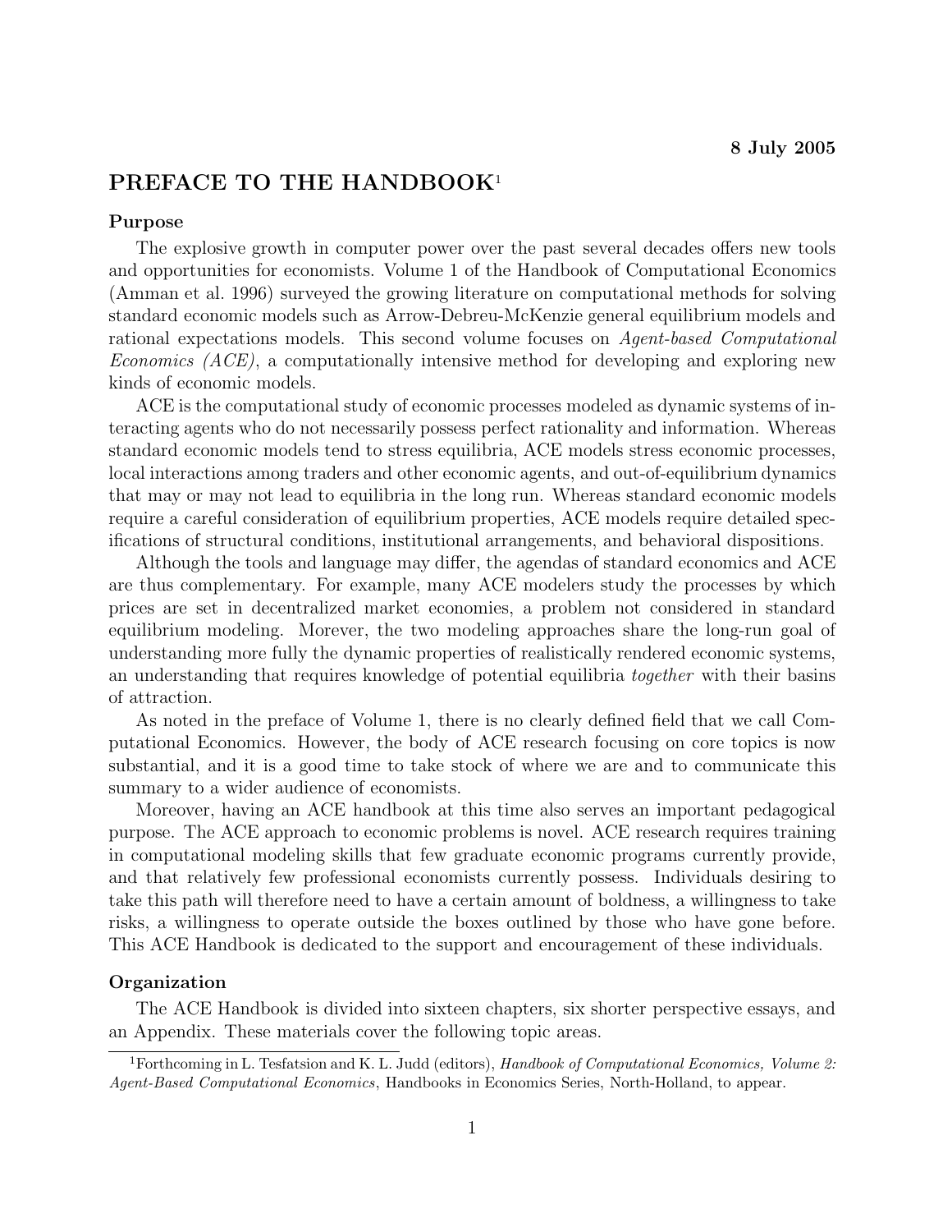**8 July 2005**

# PREFACE TO THE HANDBOOK[1]

## Purpose

The explosive growth in computer power over the past several decades offers new tools and opportunities for economists. Volume 1 of the Handbook of Computational Economics (Amman et al. 1996) surveyed the growing literature on computational methods for solving standard economic models such as Arrow-Debreu-McKenzie general equilibrium models and rational expectations models. This second volume focuses on *Agent-based Computational Economics (ACE)*, a computationally intensive method for developing and exploring new kinds of economic models.

ACE is the computational study of economic processes modeled as dynamic systems of interacting agents who do not necessarily possess perfect rationality and information. Whereas standard economic models tend to stress equilibria, ACE models stress economic processes, local interactions among traders and other economic agents, and out-of-equilibrium dynamics that may or may not lead to equilibria in the long run. Whereas standard economic models require a careful consideration of equilibrium properties, ACE models require detailed specifications of structural conditions, institutional arrangements, and behavioral dispositions.

Although the tools and language may differ, the agendas of standard economics and ACE are thus complementary. For example, many ACE modelers study the processes by which prices are set in decentralized market economies, a problem not considered in standard equilibrium modeling. Morever, the two modeling approaches share the long-run goal of understanding more fully the dynamic properties of realistically rendered economic systems, an understanding that requires knowledge of potential equilibria *together* with their basins of attraction.

As noted in the preface of Volume 1, there is no clearly defined field that we call Computational Economics. However, the body of ACE research focusing on core topics is now substantial, and it is a good time to take stock of where we are and to communicate this summary to a wider audience of economists.

Moreover, having an ACE handbook at this time also serves an important pedagogical purpose. The ACE approach to economic problems is novel. ACE research requires training in computational modeling skills that few graduate economic programs currently provide, and that relatively few professional economists currently possess. Individuals desiring to take this path will therefore need to have a certain amount of boldness, a willingness to take risks, a willingness to operate outside the boxes outlined by those who have gone before. This ACE Handbook is dedicated to the support and encouragement of these individuals.

## Organization

The ACE Handbook is divided into sixteen chapters, six shorter perspective essays, and an Appendix. These materials cover the following topic areas.

[1]Forthcoming in L. Tesfatsion and K. L. Judd (editors), *Handbook of Computational Economics, Volume 2: Agent-Based Computational Economics*, Handbooks in Economics Series, North-Holland, to appear.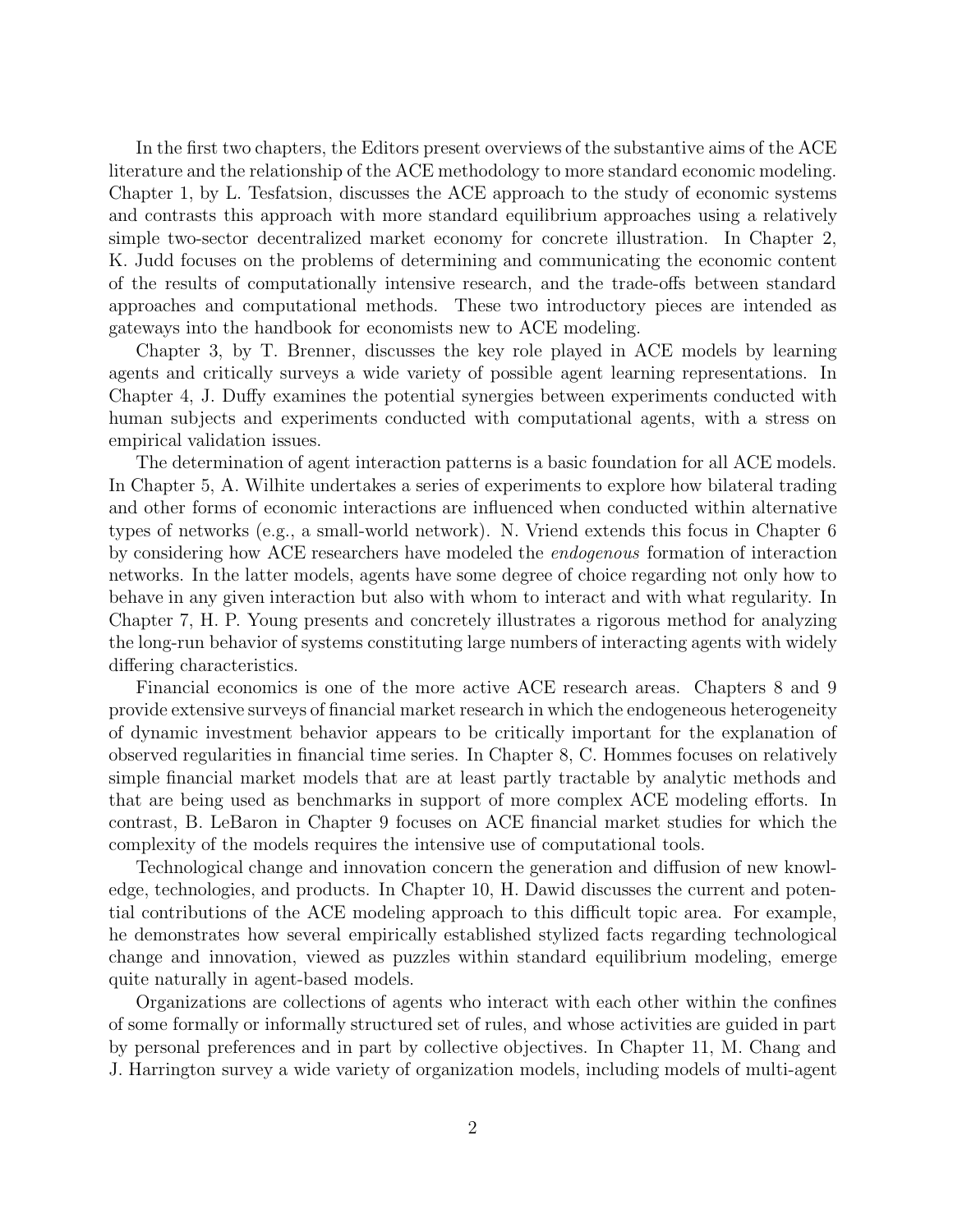In the first two chapters, the Editors present overviews of the substantive aims of the ACE literature and the relationship of the ACE methodology to more standard economic modeling. Chapter 1, by L. Tesfatsion, discusses the ACE approach to the study of economic systems and contrasts this approach with more standard equilibrium approaches using a relatively simple two-sector decentralized market economy for concrete illustration. In Chapter 2, K. Judd focuses on the problems of determining and communicating the economic content of the results of computationally intensive research, and the trade-offs between standard approaches and computational methods. These two introductory pieces are intended as gateways into the handbook for economists new to ACE modeling.

Chapter 3, by T. Brenner, discusses the key role played in ACE models by learning agents and critically surveys a wide variety of possible agent learning representations. In Chapter 4, J. Duffy examines the potential synergies between experiments conducted with human subjects and experiments conducted with computational agents, with a stress on empirical validation issues.

The determination of agent interaction patterns is a basic foundation for all ACE models. In Chapter 5, A. Wilhite undertakes a series of experiments to explore how bilateral trading and other forms of economic interactions are influenced when conducted within alternative types of networks (e.g., a small-world network). N. Vriend extends this focus in Chapter 6 by considering how ACE researchers have modeled the *endogenous* formation of interaction networks. In the latter models, agents have some degree of choice regarding not only how to behave in any given interaction but also with whom to interact and with what regularity. In Chapter 7, H. P. Young presents and concretely illustrates a rigorous method for analyzing the long-run behavior of systems constituting large numbers of interacting agents with widely differing characteristics.

Financial economics is one of the more active ACE research areas. Chapters 8 and 9 provide extensive surveys of financial market research in which the endogeneous heterogeneity of dynamic investment behavior appears to be critically important for the explanation of observed regularities in financial time series. In Chapter 8, C. Hommes focuses on relatively simple financial market models that are at least partly tractable by analytic methods and that are being used as benchmarks in support of more complex ACE modeling efforts. In contrast, B. LeBaron in Chapter 9 focuses on ACE financial market studies for which the complexity of the models requires the intensive use of computational tools.

Technological change and innovation concern the generation and diffusion of new knowledge, technologies, and products. In Chapter 10, H. Dawid discusses the current and potential contributions of the ACE modeling approach to this difficult topic area. For example, he demonstrates how several empirically established stylized facts regarding technological change and innovation, viewed as puzzles within standard equilibrium modeling, emerge quite naturally in agent-based models.

Organizations are collections of agents who interact with each other within the confines of some formally or informally structured set of rules, and whose activities are guided in part by personal preferences and in part by collective objectives. In Chapter 11, M. Chang and J. Harrington survey a wide variety of organization models, including models of multi-agent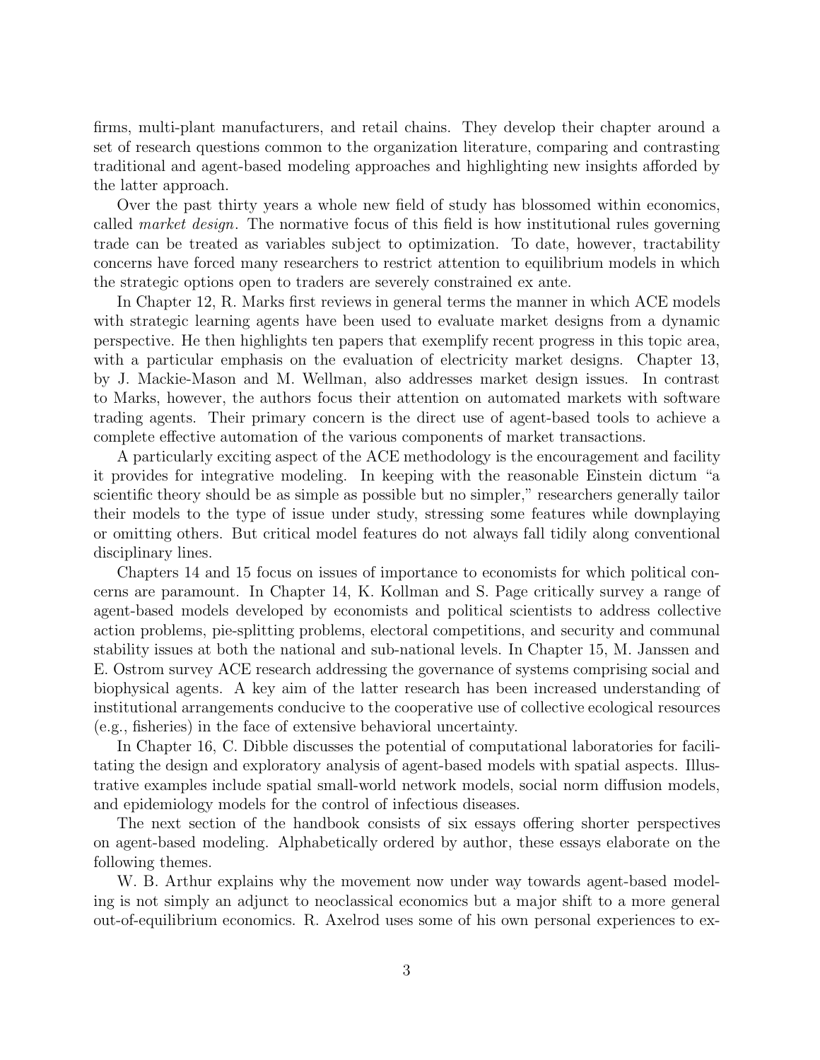firms, multi-plant manufacturers, and retail chains. They develop their chapter around a set of research questions common to the organization literature, comparing and contrasting traditional and agent-based modeling approaches and highlighting new insights afforded by the latter approach.

Over the past thirty years a whole new field of study has blossomed within economics, called *market design*. The normative focus of this field is how institutional rules governing trade can be treated as variables subject to optimization. To date, however, tractability concerns have forced many researchers to restrict attention to equilibrium models in which the strategic options open to traders are severely constrained ex ante.

In Chapter 12, R. Marks first reviews in general terms the manner in which ACE models with strategic learning agents have been used to evaluate market designs from a dynamic perspective. He then highlights ten papers that exemplify recent progress in this topic area, with a particular emphasis on the evaluation of electricity market designs. Chapter 13, by J. Mackie-Mason and M. Wellman, also addresses market design issues. In contrast to Marks, however, the authors focus their attention on automated markets with software trading agents. Their primary concern is the direct use of agent-based tools to achieve a complete effective automation of the various components of market transactions.

A particularly exciting aspect of the ACE methodology is the encouragement and facility it provides for integrative modeling. In keeping with the reasonable Einstein dictum "a scientific theory should be as simple as possible but no simpler," researchers generally tailor their models to the type of issue under study, stressing some features while downplaying or omitting others. But critical model features do not always fall tidily along conventional disciplinary lines.

Chapters 14 and 15 focus on issues of importance to economists for which political concerns are paramount. In Chapter 14, K. Kollman and S. Page critically survey a range of agent-based models developed by economists and political scientists to address collective action problems, pie-splitting problems, electoral competitions, and security and communal stability issues at both the national and sub-national levels. In Chapter 15, M. Janssen and E. Ostrom survey ACE research addressing the governance of systems comprising social and biophysical agents. A key aim of the latter research has been increased understanding of institutional arrangements conducive to the cooperative use of collective ecological resources (e.g., fisheries) in the face of extensive behavioral uncertainty.

In Chapter 16, C. Dibble discusses the potential of computational laboratories for facilitating the design and exploratory analysis of agent-based models with spatial aspects. Illustrative examples include spatial small-world network models, social norm diffusion models, and epidemiology models for the control of infectious diseases.

The next section of the handbook consists of six essays offering shorter perspectives on agent-based modeling. Alphabetically ordered by author, these essays elaborate on the following themes.

W. B. Arthur explains why the movement now under way towards agent-based modeling is not simply an adjunct to neoclassical economics but a major shift to a more general out-of-equilibrium economics. R. Axelrod uses some of his own personal experiences to ex-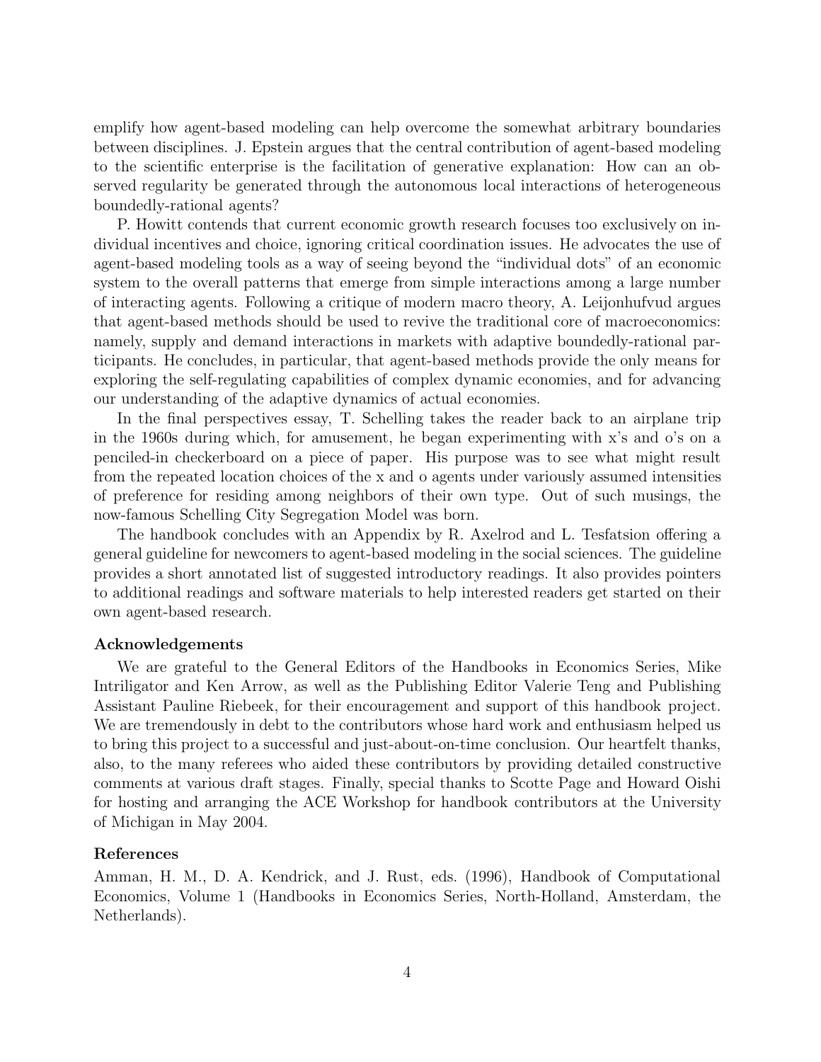emplify how agent-based modeling can help overcome the somewhat arbitrary boundaries between disciplines. J. Epstein argues that the central contribution of agent-based modeling to the scientific enterprise is the facilitation of generative explanation: How can an observed regularity be generated through the autonomous local interactions of heterogeneous boundedly-rational agents?

P. Howitt contends that current economic growth research focuses too exclusively on individual incentives and choice, ignoring critical coordination issues. He advocates the use of agent-based modeling tools as a way of seeing beyond the "individual dots" of an economic system to the overall patterns that emerge from simple interactions among a large number of interacting agents. Following a critique of modern macro theory, A. Leijonhufvud argues that agent-based methods should be used to revive the traditional core of macroeconomics: namely, supply and demand interactions in markets with adaptive boundedly-rational participants. He concludes, in particular, that agent-based methods provide the only means for exploring the self-regulating capabilities of complex dynamic economies, and for advancing our understanding of the adaptive dynamics of actual economies.

In the final perspectives essay, T. Schelling takes the reader back to an airplane trip in the 1960s during which, for amusement, he began experimenting with x's and o's on a penciled-in checkerboard on a piece of paper. His purpose was to see what might result from the repeated location choices of the x and o agents under variously assumed intensities of preference for residing among neighbors of their own type. Out of such musings, the now-famous Schelling City Segregation Model was born.

The handbook concludes with an Appendix by R. Axelrod and L. Tesfatsion offering a general guideline for newcomers to agent-based modeling in the social sciences. The guideline provides a short annotated list of suggested introductory readings. It also provides pointers to additional readings and software materials to help interested readers get started on their own agent-based research.

### Acknowledgements

We are grateful to the General Editors of the Handbooks in Economics Series, Mike Intriligator and Ken Arrow, as well as the Publishing Editor Valerie Teng and Publishing Assistant Pauline Riebeek, for their encouragement and support of this handbook project. We are tremendously in debt to the contributors whose hard work and enthusiasm helped us to bring this project to a successful and just-about-on-time conclusion. Our heartfelt thanks, also, to the many referees who aided these contributors by providing detailed constructive comments at various draft stages. Finally, special thanks to Scotte Page and Howard Oishi for hosting and arranging the ACE Workshop for handbook contributors at the University of Michigan in May 2004.

### References

Amman, H. M., D. A. Kendrick, and J. Rust, eds. (1996), Handbook of Computational Economics, Volume 1 (Handbooks in Economics Series, North-Holland, Amsterdam, the Netherlands).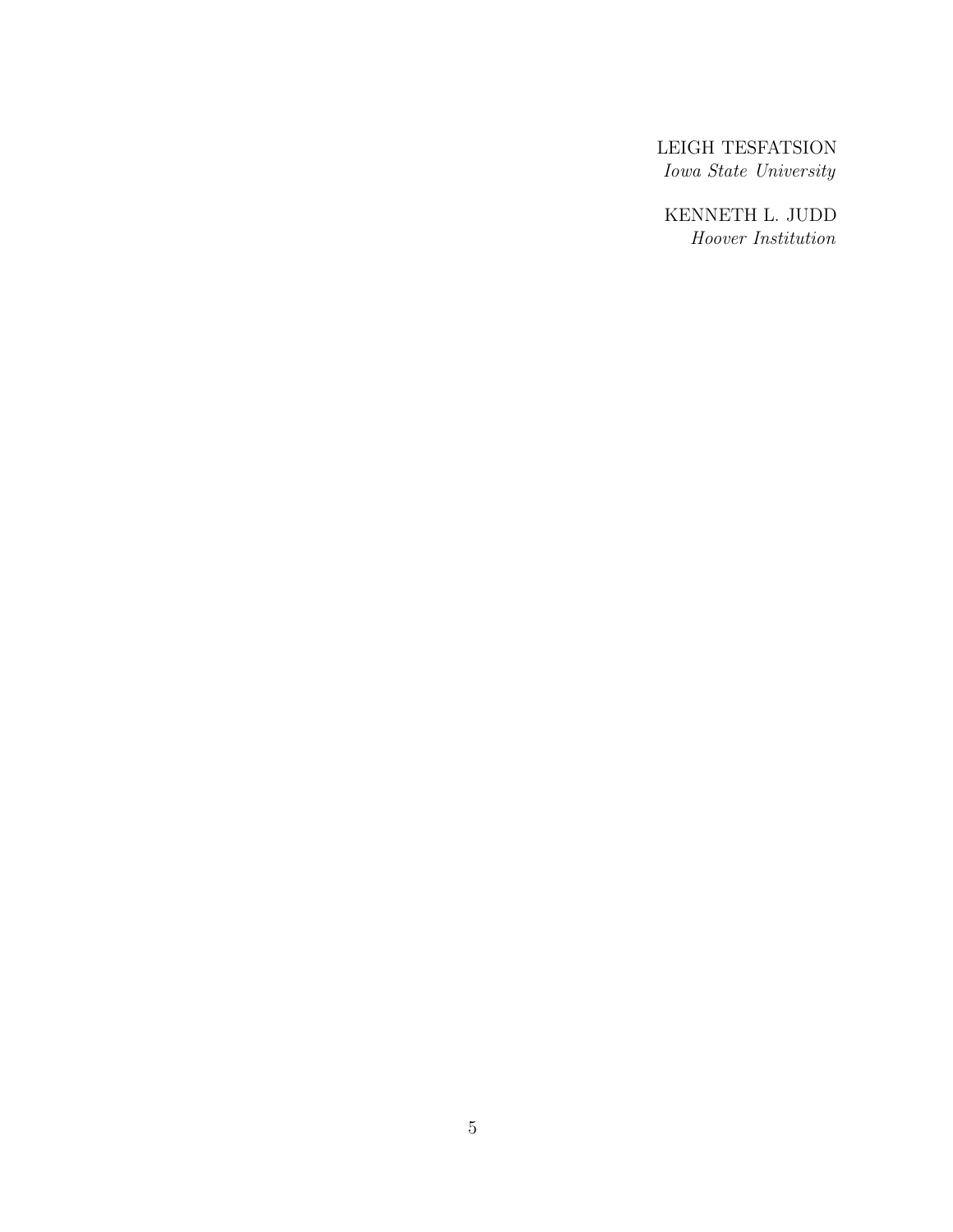LEIGH TESFATSION
*Iowa State University*

KENNETH L. JUDD
*Hoover Institution*